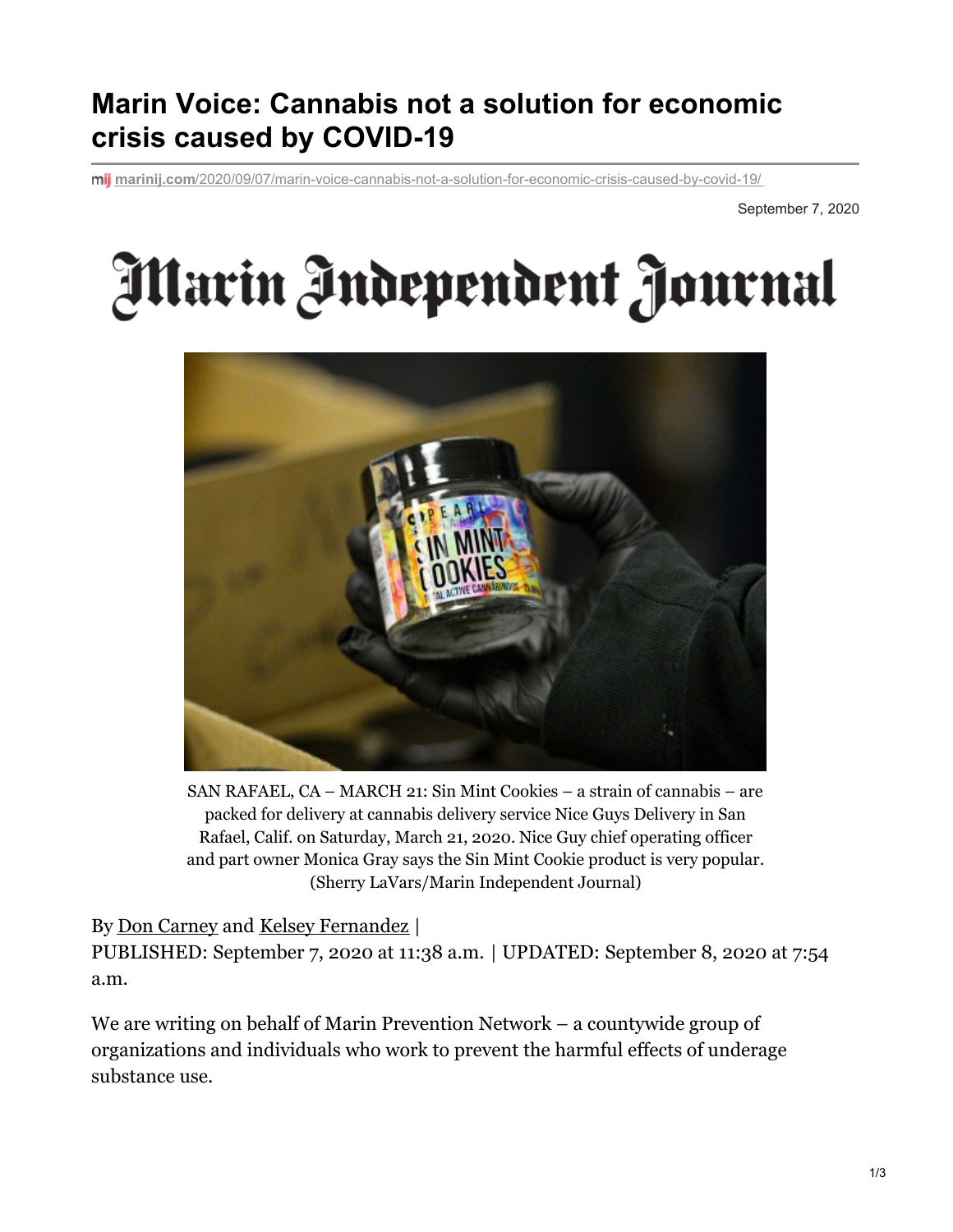# Marin Voice: Cannabis not a solution for economic crisis caused by COVID-19

marinij.com/2020/09/07/marin-voice-cannabis-not-a-solution-for-economic-crisis-caused-by-covid-19/

September 7, 2020

Marin Independent Journal

SAN RAFAEL, CA – MARCH 21: Sin Mint Cookies – a strain of cannabis – are packed for delivery at cannabis delivery service Nice Guys Delivery in San Rafael, Calif. on Saturday, March 21, 2020. Nice Guy chief operating officer and part owner Monica Gray says the Sin Mint Cookie product is very popular. (Sherry LaVars/Marin Independent Journal)

By Don Carney and Kelsey Fernandez |
PUBLISHED: September 7, 2020 at 11:38 a.m. | UPDATED: September 8, 2020 at 7:54 a.m.

We are writing on behalf of Marin Prevention Network – a countywide group of organizations and individuals who work to prevent the harmful effects of underage substance use.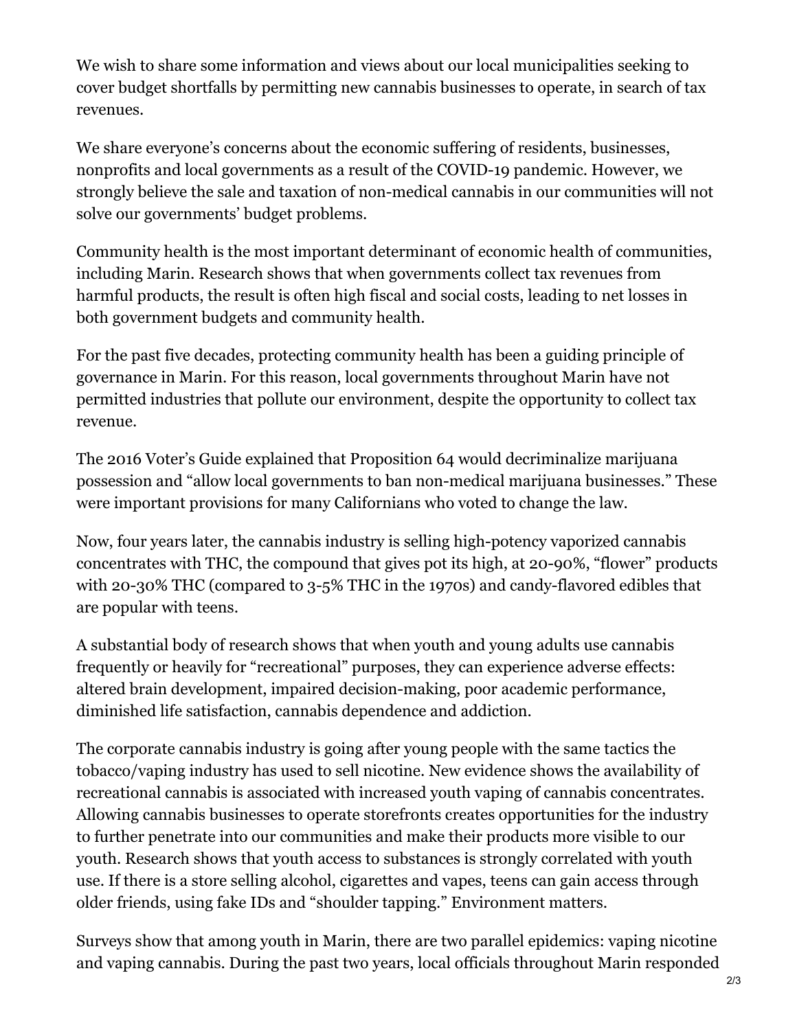We wish to share some information and views about our local municipalities seeking to cover budget shortfalls by permitting new cannabis businesses to operate, in search of tax revenues.

We share everyone's concerns about the economic suffering of residents, businesses, nonprofits and local governments as a result of the COVID-19 pandemic. However, we strongly believe the sale and taxation of non-medical cannabis in our communities will not solve our governments' budget problems.

Community health is the most important determinant of economic health of communities, including Marin. Research shows that when governments collect tax revenues from harmful products, the result is often high fiscal and social costs, leading to net losses in both government budgets and community health.

For the past five decades, protecting community health has been a guiding principle of governance in Marin. For this reason, local governments throughout Marin have not permitted industries that pollute our environment, despite the opportunity to collect tax revenue.

The 2016 Voter's Guide explained that Proposition 64 would decriminalize marijuana possession and "allow local governments to ban non-medical marijuana businesses." These were important provisions for many Californians who voted to change the law.

Now, four years later, the cannabis industry is selling high-potency vaporized cannabis concentrates with THC, the compound that gives pot its high, at 20-90%, "flower" products with 20-30% THC (compared to 3-5% THC in the 1970s) and candy-flavored edibles that are popular with teens.

A substantial body of research shows that when youth and young adults use cannabis frequently or heavily for "recreational" purposes, they can experience adverse effects: altered brain development, impaired decision-making, poor academic performance, diminished life satisfaction, cannabis dependence and addiction.

The corporate cannabis industry is going after young people with the same tactics the tobacco/vaping industry has used to sell nicotine. New evidence shows the availability of recreational cannabis is associated with increased youth vaping of cannabis concentrates. Allowing cannabis businesses to operate storefronts creates opportunities for the industry to further penetrate into our communities and make their products more visible to our youth. Research shows that youth access to substances is strongly correlated with youth use. If there is a store selling alcohol, cigarettes and vapes, teens can gain access through older friends, using fake IDs and "shoulder tapping." Environment matters.

Surveys show that among youth in Marin, there are two parallel epidemics: vaping nicotine and vaping cannabis. During the past two years, local officials throughout Marin responded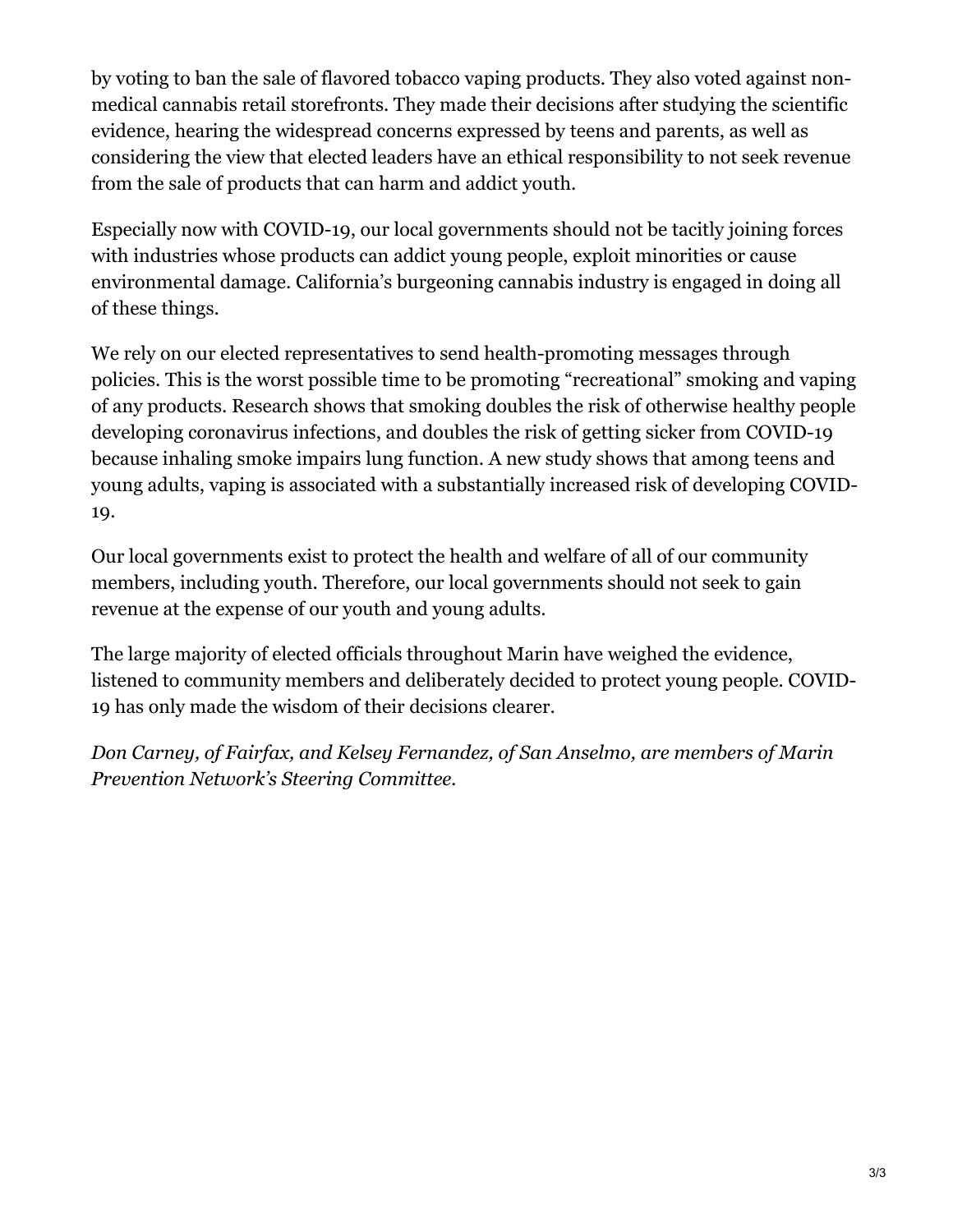by voting to ban the sale of flavored tobacco vaping products. They also voted against non-medical cannabis retail storefronts. They made their decisions after studying the scientific evidence, hearing the widespread concerns expressed by teens and parents, as well as considering the view that elected leaders have an ethical responsibility to not seek revenue from the sale of products that can harm and addict youth.

Especially now with COVID-19, our local governments should not be tacitly joining forces with industries whose products can addict young people, exploit minorities or cause environmental damage. California's burgeoning cannabis industry is engaged in doing all of these things.

We rely on our elected representatives to send health-promoting messages through policies. This is the worst possible time to be promoting "recreational" smoking and vaping of any products. Research shows that smoking doubles the risk of otherwise healthy people developing coronavirus infections, and doubles the risk of getting sicker from COVID-19 because inhaling smoke impairs lung function. A new study shows that among teens and young adults, vaping is associated with a substantially increased risk of developing COVID-19.

Our local governments exist to protect the health and welfare of all of our community members, including youth. Therefore, our local governments should not seek to gain revenue at the expense of our youth and young adults.

The large majority of elected officials throughout Marin have weighed the evidence, listened to community members and deliberately decided to protect young people. COVID-19 has only made the wisdom of their decisions clearer.

*Don Carney, of Fairfax, and Kelsey Fernandez, of San Anselmo, are members of Marin Prevention Network's Steering Committee.*